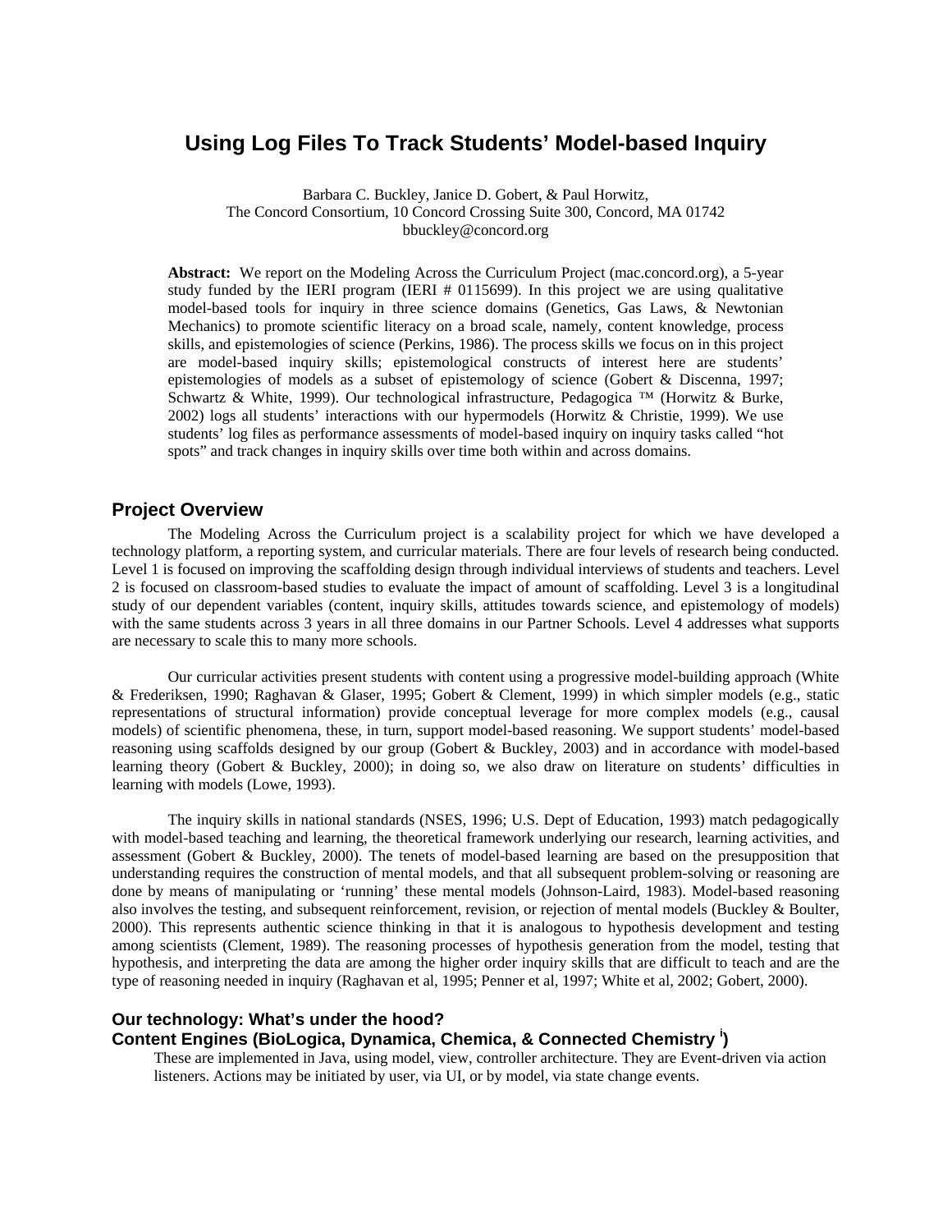# Using Log Files To Track Students' Model-based Inquiry

Barbara C. Buckley, Janice D. Gobert, & Paul Horwitz,
The Concord Consortium, 10 Concord Crossing Suite 300, Concord, MA 01742
bbuckley@concord.org

**Abstract:** We report on the Modeling Across the Curriculum Project (mac.concord.org), a 5-year study funded by the IERI program (IERI # 0115699). In this project we are using qualitative model-based tools for inquiry in three science domains (Genetics, Gas Laws, & Newtonian Mechanics) to promote scientific literacy on a broad scale, namely, content knowledge, process skills, and epistemologies of science (Perkins, 1986). The process skills we focus on in this project are model-based inquiry skills; epistemological constructs of interest here are students' epistemologies of models as a subset of epistemology of science (Gobert & Discenna, 1997; Schwartz & White, 1999). Our technological infrastructure, Pedagogica ™ (Horwitz & Burke, 2002) logs all students' interactions with our hypermodels (Horwitz & Christie, 1999). We use students' log files as performance assessments of model-based inquiry on inquiry tasks called "hot spots" and track changes in inquiry skills over time both within and across domains.

## Project Overview

The Modeling Across the Curriculum project is a scalability project for which we have developed a technology platform, a reporting system, and curricular materials. There are four levels of research being conducted. Level 1 is focused on improving the scaffolding design through individual interviews of students and teachers. Level 2 is focused on classroom-based studies to evaluate the impact of amount of scaffolding. Level 3 is a longitudinal study of our dependent variables (content, inquiry skills, attitudes towards science, and epistemology of models) with the same students across 3 years in all three domains in our Partner Schools. Level 4 addresses what supports are necessary to scale this to many more schools.

Our curricular activities present students with content using a progressive model-building approach (White & Frederiksen, 1990; Raghavan & Glaser, 1995; Gobert & Clement, 1999) in which simpler models (e.g., static representations of structural information) provide conceptual leverage for more complex models (e.g., causal models) of scientific phenomena, these, in turn, support model-based reasoning. We support students' model-based reasoning using scaffolds designed by our group (Gobert & Buckley, 2003) and in accordance with model-based learning theory (Gobert & Buckley, 2000); in doing so, we also draw on literature on students' difficulties in learning with models (Lowe, 1993).

The inquiry skills in national standards (NSES, 1996; U.S. Dept of Education, 1993) match pedagogically with model-based teaching and learning, the theoretical framework underlying our research, learning activities, and assessment (Gobert & Buckley, 2000). The tenets of model-based learning are based on the presupposition that understanding requires the construction of mental models, and that all subsequent problem-solving or reasoning are done by means of manipulating or 'running' these mental models (Johnson-Laird, 1983). Model-based reasoning also involves the testing, and subsequent reinforcement, revision, or rejection of mental models (Buckley & Boulter, 2000). This represents authentic science thinking in that it is analogous to hypothesis development and testing among scientists (Clement, 1989). The reasoning processes of hypothesis generation from the model, testing that hypothesis, and interpreting the data are among the higher order inquiry skills that are difficult to teach and are the type of reasoning needed in inquiry (Raghavan et al, 1995; Penner et al, 1997; White et al, 2002; Gobert, 2000).

### Our technology: What's under the hood?

### Content Engines (BioLogica, Dynamica, Chemica, & Connected Chemistry [i])

These are implemented in Java, using model, view, controller architecture. They are Event-driven via action listeners. Actions may be initiated by user, via UI, or by model, via state change events.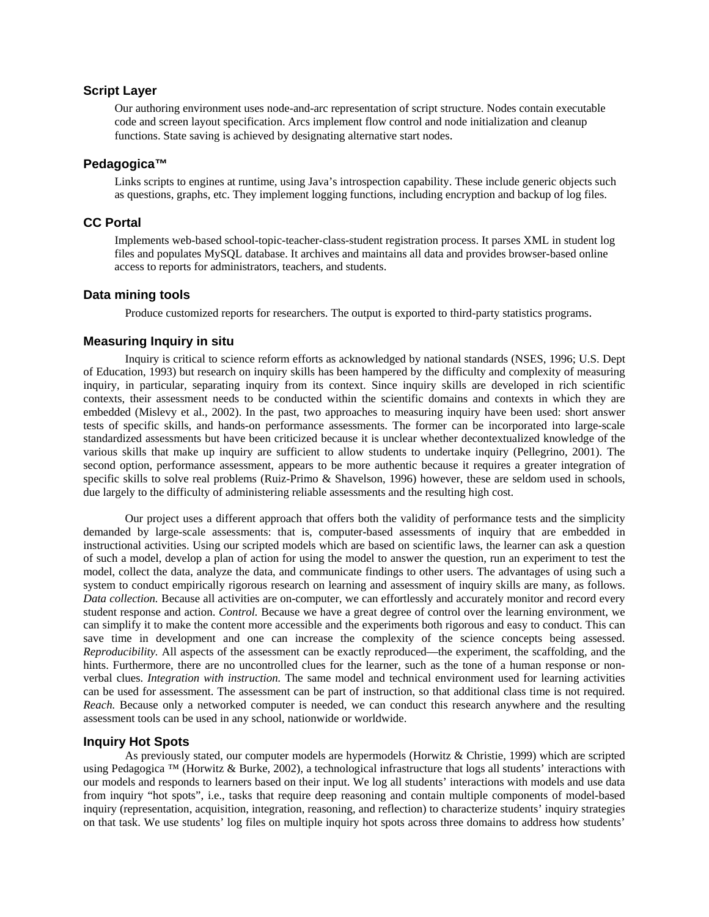### Script Layer

Our authoring environment uses node-and-arc representation of script structure. Nodes contain executable code and screen layout specification. Arcs implement flow control and node initialization and cleanup functions. State saving is achieved by designating alternative start nodes.

### Pedagogica™

Links scripts to engines at runtime, using Java's introspection capability. These include generic objects such as questions, graphs, etc. They implement logging functions, including encryption and backup of log files.

### CC Portal

Implements web-based school-topic-teacher-class-student registration process. It parses XML in student log files and populates MySQL database. It archives and maintains all data and provides browser-based online access to reports for administrators, teachers, and students.

### Data mining tools

Produce customized reports for researchers. The output is exported to third-party statistics programs.

### Measuring Inquiry in situ

Inquiry is critical to science reform efforts as acknowledged by national standards (NSES, 1996; U.S. Dept of Education, 1993) but research on inquiry skills has been hampered by the difficulty and complexity of measuring inquiry, in particular, separating inquiry from its context. Since inquiry skills are developed in rich scientific contexts, their assessment needs to be conducted within the scientific domains and contexts in which they are embedded (Mislevy et al., 2002). In the past, two approaches to measuring inquiry have been used: short answer tests of specific skills, and hands-on performance assessments. The former can be incorporated into large-scale standardized assessments but have been criticized because it is unclear whether decontextualized knowledge of the various skills that make up inquiry are sufficient to allow students to undertake inquiry (Pellegrino, 2001). The second option, performance assessment, appears to be more authentic because it requires a greater integration of specific skills to solve real problems (Ruiz-Primo & Shavelson, 1996) however, these are seldom used in schools, due largely to the difficulty of administering reliable assessments and the resulting high cost.

Our project uses a different approach that offers both the validity of performance tests and the simplicity demanded by large-scale assessments: that is, computer-based assessments of inquiry that are embedded in instructional activities. Using our scripted models which are based on scientific laws, the learner can ask a question of such a model, develop a plan of action for using the model to answer the question, run an experiment to test the model, collect the data, analyze the data, and communicate findings to other users. The advantages of using such a system to conduct empirically rigorous research on learning and assessment of inquiry skills are many, as follows. *Data collection.* Because all activities are on-computer, we can effortlessly and accurately monitor and record every student response and action. *Control.* Because we have a great degree of control over the learning environment, we can simplify it to make the content more accessible and the experiments both rigorous and easy to conduct. This can save time in development and one can increase the complexity of the science concepts being assessed. *Reproducibility.* All aspects of the assessment can be exactly reproduced—the experiment, the scaffolding, and the hints. Furthermore, there are no uncontrolled clues for the learner, such as the tone of a human response or non-verbal clues. *Integration with instruction.* The same model and technical environment used for learning activities can be used for assessment. The assessment can be part of instruction, so that additional class time is not required. *Reach.* Because only a networked computer is needed, we can conduct this research anywhere and the resulting assessment tools can be used in any school, nationwide or worldwide.

### Inquiry Hot Spots

As previously stated, our computer models are hypermodels (Horwitz & Christie, 1999) which are scripted using Pedagogica ™ (Horwitz & Burke, 2002), a technological infrastructure that logs all students' interactions with our models and responds to learners based on their input. We log all students' interactions with models and use data from inquiry "hot spots", i.e., tasks that require deep reasoning and contain multiple components of model-based inquiry (representation, acquisition, integration, reasoning, and reflection) to characterize students' inquiry strategies on that task. We use students' log files on multiple inquiry hot spots across three domains to address how students'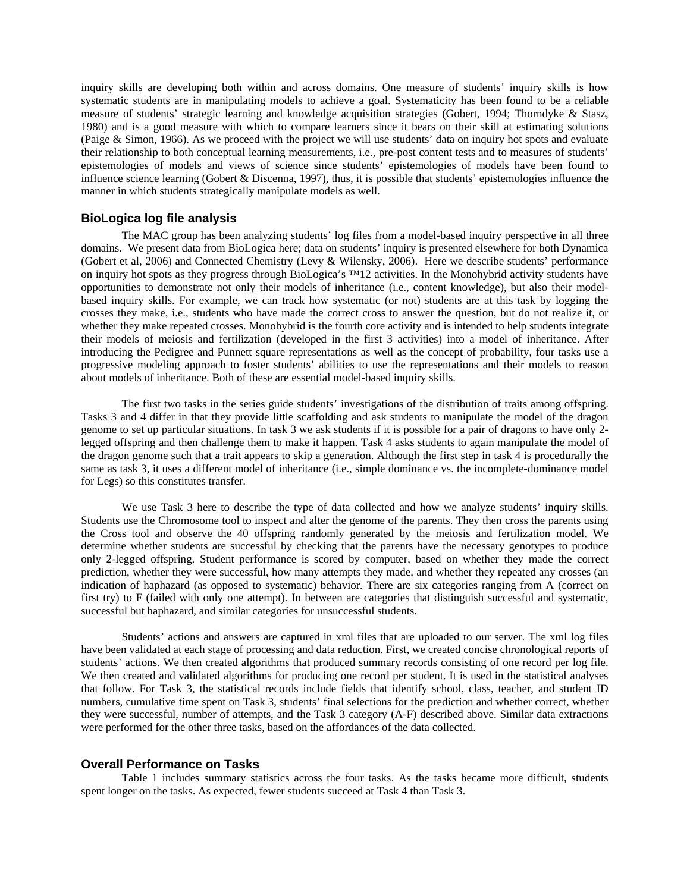inquiry skills are developing both within and across domains. One measure of students' inquiry skills is how systematic students are in manipulating models to achieve a goal. Systematicity has been found to be a reliable measure of students' strategic learning and knowledge acquisition strategies (Gobert, 1994; Thorndyke & Stasz, 1980) and is a good measure with which to compare learners since it bears on their skill at estimating solutions (Paige & Simon, 1966). As we proceed with the project we will use students' data on inquiry hot spots and evaluate their relationship to both conceptual learning measurements, i.e., pre-post content tests and to measures of students' epistemologies of models and views of science since students' epistemologies of models have been found to influence science learning (Gobert & Discenna, 1997), thus, it is possible that students' epistemologies influence the manner in which students strategically manipulate models as well.

### BioLogica log file analysis

The MAC group has been analyzing students' log files from a model-based inquiry perspective in all three domains. We present data from BioLogica here; data on students' inquiry is presented elsewhere for both Dynamica (Gobert et al, 2006) and Connected Chemistry (Levy & Wilensky, 2006). Here we describe students' performance on inquiry hot spots as they progress through BioLogica's ™12 activities. In the Monohybrid activity students have opportunities to demonstrate not only their models of inheritance (i.e., content knowledge), but also their model-based inquiry skills. For example, we can track how systematic (or not) students are at this task by logging the crosses they make, i.e., students who have made the correct cross to answer the question, but do not realize it, or whether they make repeated crosses. Monohybrid is the fourth core activity and is intended to help students integrate their models of meiosis and fertilization (developed in the first 3 activities) into a model of inheritance. After introducing the Pedigree and Punnett square representations as well as the concept of probability, four tasks use a progressive modeling approach to foster students' abilities to use the representations and their models to reason about models of inheritance. Both of these are essential model-based inquiry skills.

The first two tasks in the series guide students' investigations of the distribution of traits among offspring. Tasks 3 and 4 differ in that they provide little scaffolding and ask students to manipulate the model of the dragon genome to set up particular situations. In task 3 we ask students if it is possible for a pair of dragons to have only 2-legged offspring and then challenge them to make it happen. Task 4 asks students to again manipulate the model of the dragon genome such that a trait appears to skip a generation. Although the first step in task 4 is procedurally the same as task 3, it uses a different model of inheritance (i.e., simple dominance vs. the incomplete-dominance model for Legs) so this constitutes transfer.

We use Task 3 here to describe the type of data collected and how we analyze students' inquiry skills. Students use the Chromosome tool to inspect and alter the genome of the parents. They then cross the parents using the Cross tool and observe the 40 offspring randomly generated by the meiosis and fertilization model. We determine whether students are successful by checking that the parents have the necessary genotypes to produce only 2-legged offspring. Student performance is scored by computer, based on whether they made the correct prediction, whether they were successful, how many attempts they made, and whether they repeated any crosses (an indication of haphazard (as opposed to systematic) behavior. There are six categories ranging from A (correct on first try) to F (failed with only one attempt). In between are categories that distinguish successful and systematic, successful but haphazard, and similar categories for unsuccessful students.

Students' actions and answers are captured in xml files that are uploaded to our server. The xml log files have been validated at each stage of processing and data reduction. First, we created concise chronological reports of students' actions. We then created algorithms that produced summary records consisting of one record per log file. We then created and validated algorithms for producing one record per student. It is used in the statistical analyses that follow. For Task 3, the statistical records include fields that identify school, class, teacher, and student ID numbers, cumulative time spent on Task 3, students' final selections for the prediction and whether correct, whether they were successful, number of attempts, and the Task 3 category (A-F) described above. Similar data extractions were performed for the other three tasks, based on the affordances of the data collected.

### Overall Performance on Tasks

Table 1 includes summary statistics across the four tasks. As the tasks became more difficult, students spent longer on the tasks. As expected, fewer students succeed at Task 4 than Task 3.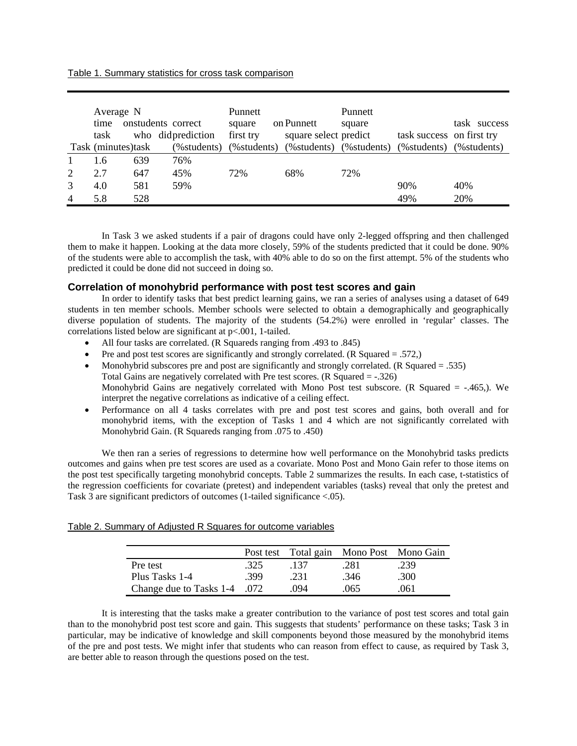Table 1. Summary statistics for cross task comparison

| Task | Average time on task (minutes) | N students who did task | correct prediction (%students) | Punnett square first try (%students) | on Punnett square select (%students) | Punnett square predict (%students) | task success (%students) | task success on first try (%students) |
|---|---|---|---|---|---|---|---|---|
| 1 | 1.6 | 639 | 76% | | | | | |
| 2 | 2.7 | 647 | 45% | 72% | 68% | 72% | | |
| 3 | 4.0 | 581 | 59% | | | | 90% | 40% |
| 4 | 5.8 | 528 | | | | | 49% | 20% |

In Task 3 we asked students if a pair of dragons could have only 2-legged offspring and then challenged them to make it happen. Looking at the data more closely, 59% of the students predicted that it could be done. 90% of the students were able to accomplish the task, with 40% able to do so on the first attempt. 5% of the students who predicted it could be done did not succeed in doing so.

### Correlation of monohybrid performance with post test scores and gain

In order to identify tasks that best predict learning gains, we ran a series of analyses using a dataset of 649 students in ten member schools. Member schools were selected to obtain a demographically and geographically diverse population of students. The majority of the students (54.2%) were enrolled in 'regular' classes. The correlations listed below are significant at $p<.001$, 1-tailed.

- All four tasks are correlated. (R Squareds ranging from .493 to .845)
- Pre and post test scores are significantly and strongly correlated. (R Squared = .572,)
- Monohybrid subscores pre and post are significantly and strongly correlated. (R Squared = .535)
  Total Gains are negatively correlated with Pre test scores. (R Squared = -.326)
  Monohybrid Gains are negatively correlated with Mono Post test subscore. (R Squared = -.465,). We interpret the negative correlations as indicative of a ceiling effect.
- Performance on all 4 tasks correlates with pre and post test scores and gains, both overall and for monohybrid items, with the exception of Tasks 1 and 4 which are not significantly correlated with Monohybrid Gain. (R Squareds ranging from .075 to .450)

We then ran a series of regressions to determine how well performance on the Monohybrid tasks predicts outcomes and gains when pre test scores are used as a covariate. Mono Post and Mono Gain refer to those items on the post test specifically targeting monohybrid concepts. Table 2 summarizes the results. In each case, t-statistics of the regression coefficients for covariate (pretest) and independent variables (tasks) reveal that only the pretest and Task 3 are significant predictors of outcomes (1-tailed significance <.05).

Table 2. Summary of Adjusted R Squares for outcome variables

| | Post test | Total gain | Mono Post | Mono Gain |
|---|---|---|---|---|
| Pre test | .325 | .137 | .281 | .239 |
| Plus Tasks 1-4 | .399 | .231 | .346 | .300 |
| Change due to Tasks 1-4 | .072 | .094 | .065 | .061 |

It is interesting that the tasks make a greater contribution to the variance of post test scores and total gain than to the monohybrid post test score and gain. This suggests that students' performance on these tasks; Task 3 in particular, may be indicative of knowledge and skill components beyond those measured by the monohybrid items of the pre and post tests. We might infer that students who can reason from effect to cause, as required by Task 3, are better able to reason through the questions posed on the test.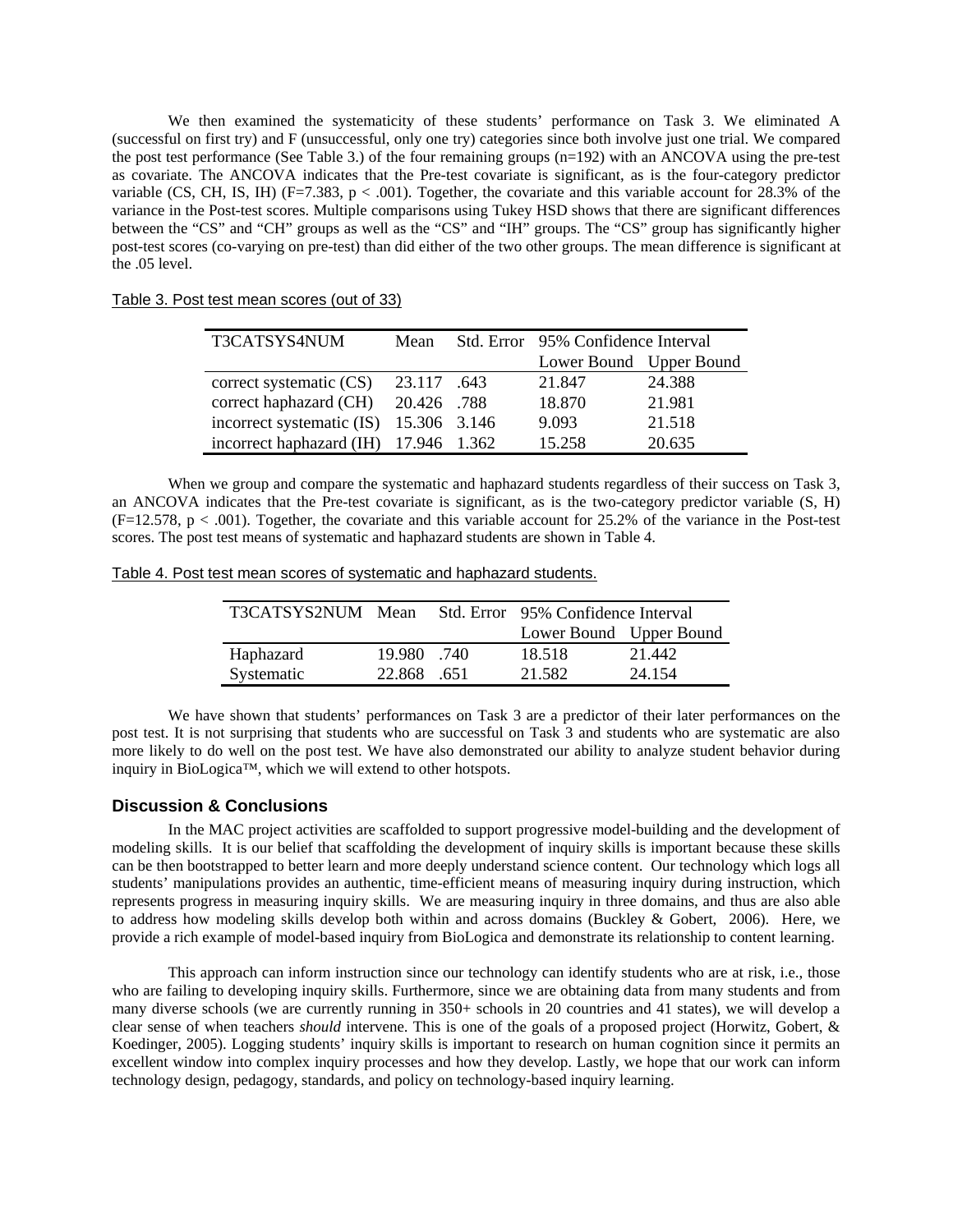We then examined the systematicity of these students' performance on Task 3. We eliminated A (successful on first try) and F (unsuccessful, only one try) categories since both involve just one trial. We compared the post test performance (See Table 3.) of the four remaining groups (n=192) with an ANCOVA using the pre-test as covariate. The ANCOVA indicates that the Pre-test covariate is significant, as is the four-category predictor variable (CS, CH, IS, IH) ($F=7.383$, $p < .001$). Together, the covariate and this variable account for 28.3% of the variance in the Post-test scores. Multiple comparisons using Tukey HSD shows that there are significant differences between the "CS" and "CH" groups as well as the "CS" and "IH" groups. The "CS" group has significantly higher post-test scores (co-varying on pre-test) than did either of the two other groups. The mean difference is significant at the .05 level.

Table 3. Post test mean scores (out of 33)

| T3CATSYS4NUM | Mean | Std. Error | 95% Confidence Interval | |
|---|---|---|---|---|
| | | | Lower Bound | Upper Bound |
| correct systematic (CS) | 23.117 | .643 | 21.847 | 24.388 |
| correct haphazard (CH) | 20.426 | .788 | 18.870 | 21.981 |
| incorrect systematic (IS) | 15.306 | 3.146 | 9.093 | 21.518 |
| incorrect haphazard (IH) | 17.946 | 1.362 | 15.258 | 20.635 |

When we group and compare the systematic and haphazard students regardless of their success on Task 3, an ANCOVA indicates that the Pre-test covariate is significant, as is the two-category predictor variable (S, H) ($F=12.578$, $p < .001$). Together, the covariate and this variable account for 25.2% of the variance in the Post-test scores. The post test means of systematic and haphazard students are shown in Table 4.

Table 4. Post test mean scores of systematic and haphazard students.

| T3CATSYS2NUM | Mean | Std. Error | 95% Confidence Interval | |
|---|---|---|---|---|
| | | | Lower Bound | Upper Bound |
| Haphazard | 19.980 | .740 | 18.518 | 21.442 |
| Systematic | 22.868 | .651 | 21.582 | 24.154 |

We have shown that students' performances on Task 3 are a predictor of their later performances on the post test. It is not surprising that students who are successful on Task 3 and students who are systematic are also more likely to do well on the post test. We have also demonstrated our ability to analyze student behavior during inquiry in BioLogica™, which we will extend to other hotspots.

## Discussion & Conclusions

In the MAC project activities are scaffolded to support progressive model-building and the development of modeling skills. It is our belief that scaffolding the development of inquiry skills is important because these skills can be then bootstrapped to better learn and more deeply understand science content. Our technology which logs all students' manipulations provides an authentic, time-efficient means of measuring inquiry during instruction, which represents progress in measuring inquiry skills. We are measuring inquiry in three domains, and thus are also able to address how modeling skills develop both within and across domains (Buckley & Gobert, 2006). Here, we provide a rich example of model-based inquiry from BioLogica and demonstrate its relationship to content learning.

This approach can inform instruction since our technology can identify students who are at risk, i.e., those who are failing to developing inquiry skills. Furthermore, since we are obtaining data from many students and from many diverse schools (we are currently running in 350+ schools in 20 countries and 41 states), we will develop a clear sense of when teachers *should* intervene. This is one of the goals of a proposed project (Horwitz, Gobert, & Koedinger, 2005). Logging students' inquiry skills is important to research on human cognition since it permits an excellent window into complex inquiry processes and how they develop. Lastly, we hope that our work can inform technology design, pedagogy, standards, and policy on technology-based inquiry learning.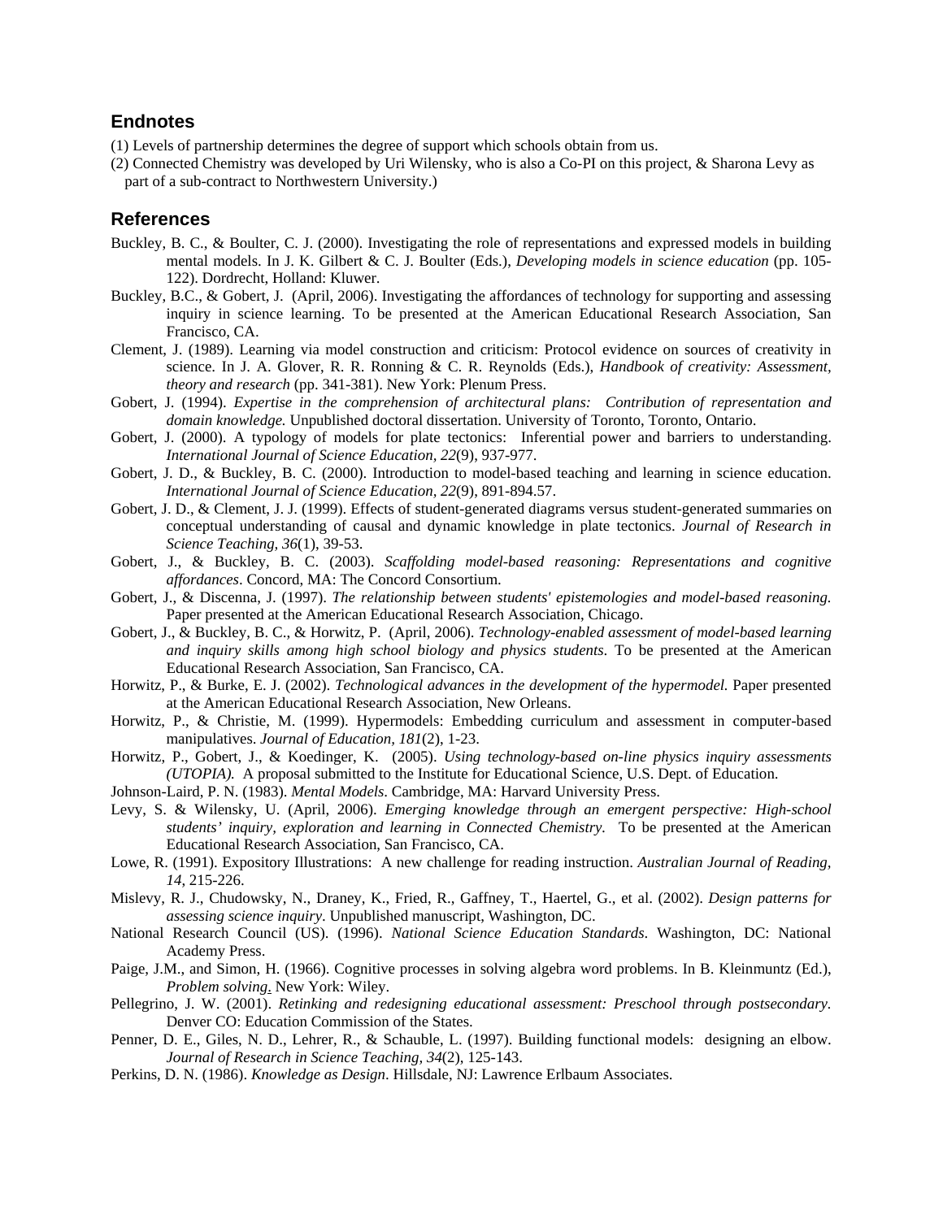## Endnotes

(1) Levels of partnership determines the degree of support which schools obtain from us.

(2) Connected Chemistry was developed by Uri Wilensky, who is also a Co-PI on this project, & Sharona Levy as part of a sub-contract to Northwestern University.)

## References

Buckley, B. C., & Boulter, C. J. (2000). Investigating the role of representations and expressed models in building mental models. In J. K. Gilbert & C. J. Boulter (Eds.), *Developing models in science education* (pp. 105-122). Dordrecht, Holland: Kluwer.

Buckley, B.C., & Gobert, J. (April, 2006). Investigating the affordances of technology for supporting and assessing inquiry in science learning. To be presented at the American Educational Research Association, San Francisco, CA.

Clement, J. (1989). Learning via model construction and criticism: Protocol evidence on sources of creativity in science. In J. A. Glover, R. R. Ronning & C. R. Reynolds (Eds.), *Handbook of creativity: Assessment, theory and research* (pp. 341-381). New York: Plenum Press.

Gobert, J. (1994). *Expertise in the comprehension of architectural plans: Contribution of representation and domain knowledge.* Unpublished doctoral dissertation. University of Toronto, Toronto, Ontario.

Gobert, J. (2000). A typology of models for plate tectonics: Inferential power and barriers to understanding. *International Journal of Science Education, 22*(9), 937-977.

Gobert, J. D., & Buckley, B. C. (2000). Introduction to model-based teaching and learning in science education. *International Journal of Science Education, 22*(9), 891-894.57.

Gobert, J. D., & Clement, J. J. (1999). Effects of student-generated diagrams versus student-generated summaries on conceptual understanding of causal and dynamic knowledge in plate tectonics. *Journal of Research in Science Teaching, 36*(1), 39-53.

Gobert, J., & Buckley, B. C. (2003). *Scaffolding model-based reasoning: Representations and cognitive affordances*. Concord, MA: The Concord Consortium.

Gobert, J., & Discenna, J. (1997). *The relationship between students' epistemologies and model-based reasoning.* Paper presented at the American Educational Research Association, Chicago.

Gobert, J., & Buckley, B. C., & Horwitz, P. (April, 2006). *Technology-enabled assessment of model-based learning and inquiry skills among high school biology and physics students*. To be presented at the American Educational Research Association, San Francisco, CA.

Horwitz, P., & Burke, E. J. (2002). *Technological advances in the development of the hypermodel.* Paper presented at the American Educational Research Association, New Orleans.

Horwitz, P., & Christie, M. (1999). Hypermodels: Embedding curriculum and assessment in computer-based manipulatives. *Journal of Education, 181*(2), 1-23.

Horwitz, P., Gobert, J., & Koedinger, K. (2005). *Using technology-based on-line physics inquiry assessments (UTOPIA).* A proposal submitted to the Institute for Educational Science, U.S. Dept. of Education.

Johnson-Laird, P. N. (1983). *Mental Models*. Cambridge, MA: Harvard University Press.

Levy, S. & Wilensky, U. (April, 2006). *Emerging knowledge through an emergent perspective: High-school students' inquiry, exploration and learning in Connected Chemistry.* To be presented at the American Educational Research Association, San Francisco, CA.

Lowe, R. (1991). Expository Illustrations: A new challenge for reading instruction. *Australian Journal of Reading, 14*, 215-226.

Mislevy, R. J., Chudowsky, N., Draney, K., Fried, R., Gaffney, T., Haertel, G., et al. (2002). *Design patterns for assessing science inquiry*. Unpublished manuscript, Washington, DC.

National Research Council (US). (1996). *National Science Education Standards*. Washington, DC: National Academy Press.

Paige, J.M., and Simon, H. (1966). Cognitive processes in solving algebra word problems. In B. Kleinmuntz (Ed.), *Problem solving*. New York: Wiley.

Pellegrino, J. W. (2001). *Retinking and redesigning educational assessment: Preschool through postsecondary*. Denver CO: Education Commission of the States.

Penner, D. E., Giles, N. D., Lehrer, R., & Schauble, L. (1997). Building functional models: designing an elbow. *Journal of Research in Science Teaching, 34*(2), 125-143.

Perkins, D. N. (1986). *Knowledge as Design*. Hillsdale, NJ: Lawrence Erlbaum Associates.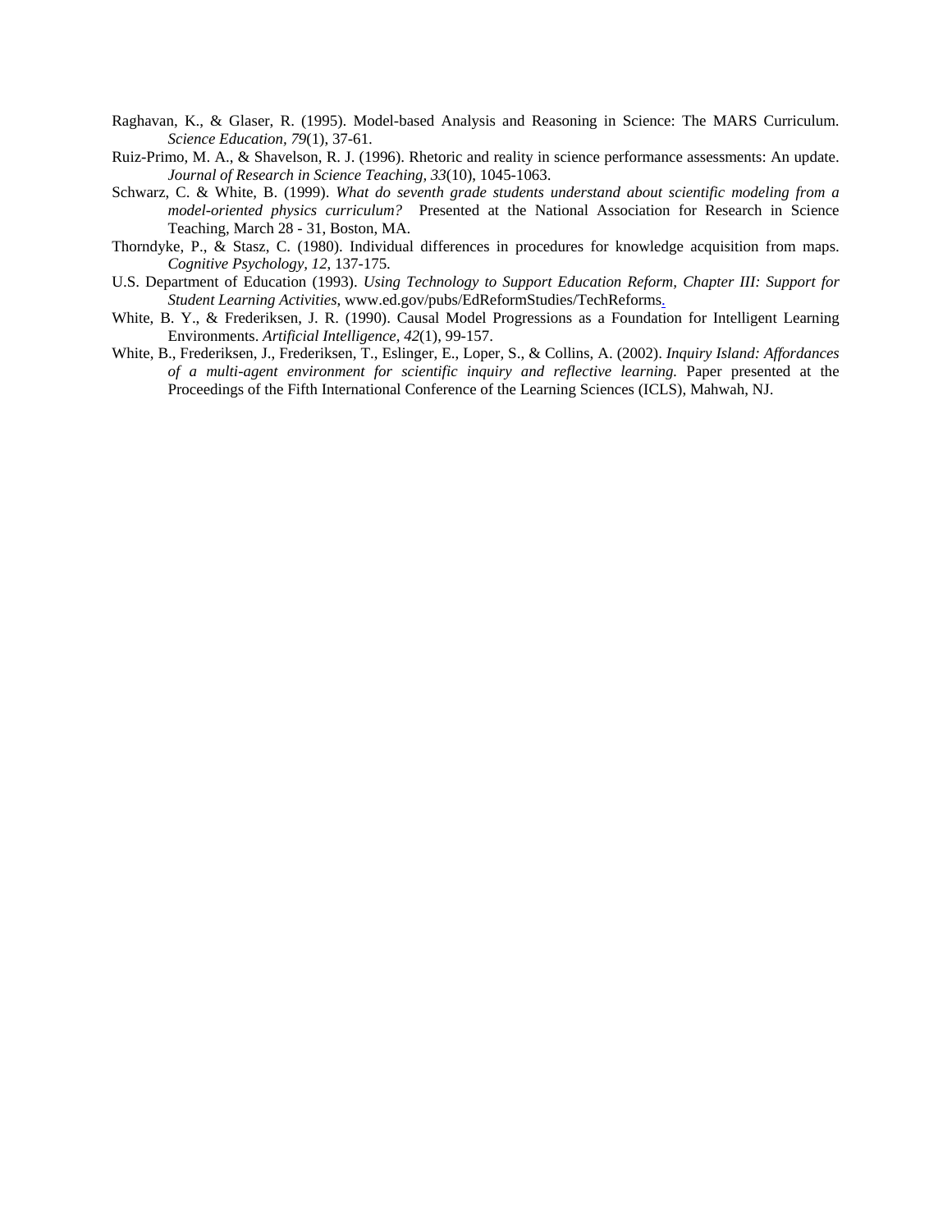Raghavan, K., & Glaser, R. (1995). Model-based Analysis and Reasoning in Science: The MARS Curriculum. *Science Education, 79*(1), 37-61.

Ruiz-Primo, M. A., & Shavelson, R. J. (1996). Rhetoric and reality in science performance assessments: An update. *Journal of Research in Science Teaching, 33*(10), 1045-1063.

Schwarz, C. & White, B. (1999). *What do seventh grade students understand about scientific modeling from a model-oriented physics curriculum?* Presented at the National Association for Research in Science Teaching, March 28 - 31, Boston, MA.

Thorndyke, P., & Stasz, C. (1980). Individual differences in procedures for knowledge acquisition from maps. *Cognitive Psychology, 12*, 137-175.

U.S. Department of Education (1993). *Using Technology to Support Education Reform, Chapter III: Support for Student Learning Activities*, www.ed.gov/pubs/EdReformStudies/TechReforms.

White, B. Y., & Frederiksen, J. R. (1990). Causal Model Progressions as a Foundation for Intelligent Learning Environments. *Artificial Intelligence, 42*(1), 99-157.

White, B., Frederiksen, J., Frederiksen, T., Eslinger, E., Loper, S., & Collins, A. (2002). *Inquiry Island: Affordances of a multi-agent environment for scientific inquiry and reflective learning.* Paper presented at the Proceedings of the Fifth International Conference of the Learning Sciences (ICLS), Mahwah, NJ.